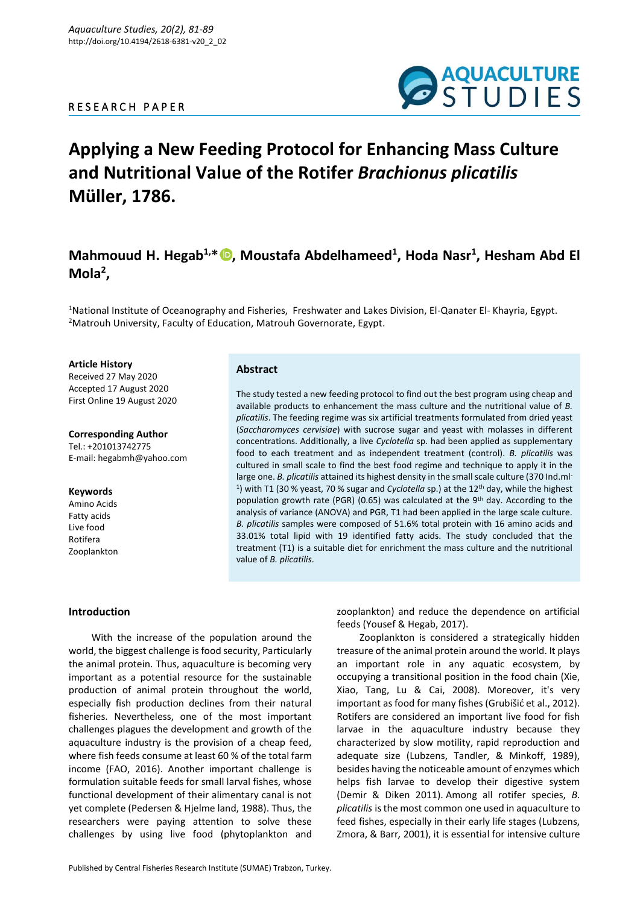RESEARCH PAPER

# Applying a New Feeding Protocol for Enhancing Mass Culture and Nutritional Value of the Rotifer *Brachionus plicatilis* Müller, 1786.

## Mahmouud H. Hegab[1,*], Moustafa Abdelhameed[1], Hoda Nasr[1], Hesham Abd El Mola[2],

[1]National Institute of Oceanography and Fisheries, Freshwater and Lakes Division, El-Qanater El- Khayria, Egypt.
[2]Matrouh University, Faculty of Education, Matrouh Governorate, Egypt.

**Article History**
Received 27 May 2020
Accepted 17 August 2020
First Online 19 August 2020

**Corresponding Author**
Tel.: +201013742775
E-mail: hegabmh@yahoo.com

**Keywords**
Amino Acids
Fatty acids
Live food
Rotifera
Zooplankton

### Abstract

The study tested a new feeding protocol to find out the best program using cheap and available products to enhancement the mass culture and the nutritional value of *B. plicatilis*. The feeding regime was six artificial treatments formulated from dried yeast (*Saccharomyces cervisiae*) with sucrose sugar and yeast with molasses in different concentrations. Additionally, a live *Cyclotella* sp. had been applied as supplementary food to each treatment and as independent treatment (control). *B. plicatilis* was cultured in small scale to find the best food regime and technique to apply it in the large one. *B. plicatilis* attained its highest density in the small scale culture (370 Ind.ml$^{-1}$) with T1 (30 % yeast, 70 % sugar and *Cyclotella* sp.) at the 12$^{th}$ day, while the highest population growth rate (PGR) (0.65) was calculated at the 9$^{th}$ day. According to the analysis of variance (ANOVA) and PGR, T1 had been applied in the large scale culture. *B. plicatilis* samples were composed of 51.6% total protein with 16 amino acids and 33.01% total lipid with 19 identified fatty acids. The study concluded that the treatment (T1) is a suitable diet for enrichment the mass culture and the nutritional value of *B. plicatilis*.

### Introduction

With the increase of the population around the world, the biggest challenge is food security, Particularly the animal protein. Thus, aquaculture is becoming very important as a potential resource for the sustainable production of animal protein throughout the world, especially fish production declines from their natural fisheries. Nevertheless, one of the most important challenges plagues the development and growth of the aquaculture industry is the provision of a cheap feed, where fish feeds consume at least 60 % of the total farm income (FAO, 2016). Another important challenge is formulation suitable feeds for small larval fishes, whose functional development of their alimentary canal is not yet complete (Pedersen & Hjelme land, 1988). Thus, the researchers were paying attention to solve these challenges by using live food (phytoplankton and zooplankton) and reduce the dependence on artificial feeds (Yousef & Hegab, 2017).

Zooplankton is considered a strategically hidden treasure of the animal protein around the world. It plays an important role in any aquatic ecosystem, by occupying a transitional position in the food chain (Xie, Xiao, Tang, Lu & Cai, 2008). Moreover, it's very important as food for many fishes (Grubišić et al., 2012). Rotifers are considered an important live food for fish larvae in the aquaculture industry because they characterized by slow motility, rapid reproduction and adequate size (Lubzens, Tandler, & Minkoff, 1989), besides having the noticeable amount of enzymes which helps fish larvae to develop their digestive system (Demir & Diken 2011). Among all rotifer species, *B. plicatilis* is the most common one used in aquaculture to feed fishes, especially in their early life stages (Lubzens, Zmora, & Barr, 2001), it is essential for intensive culture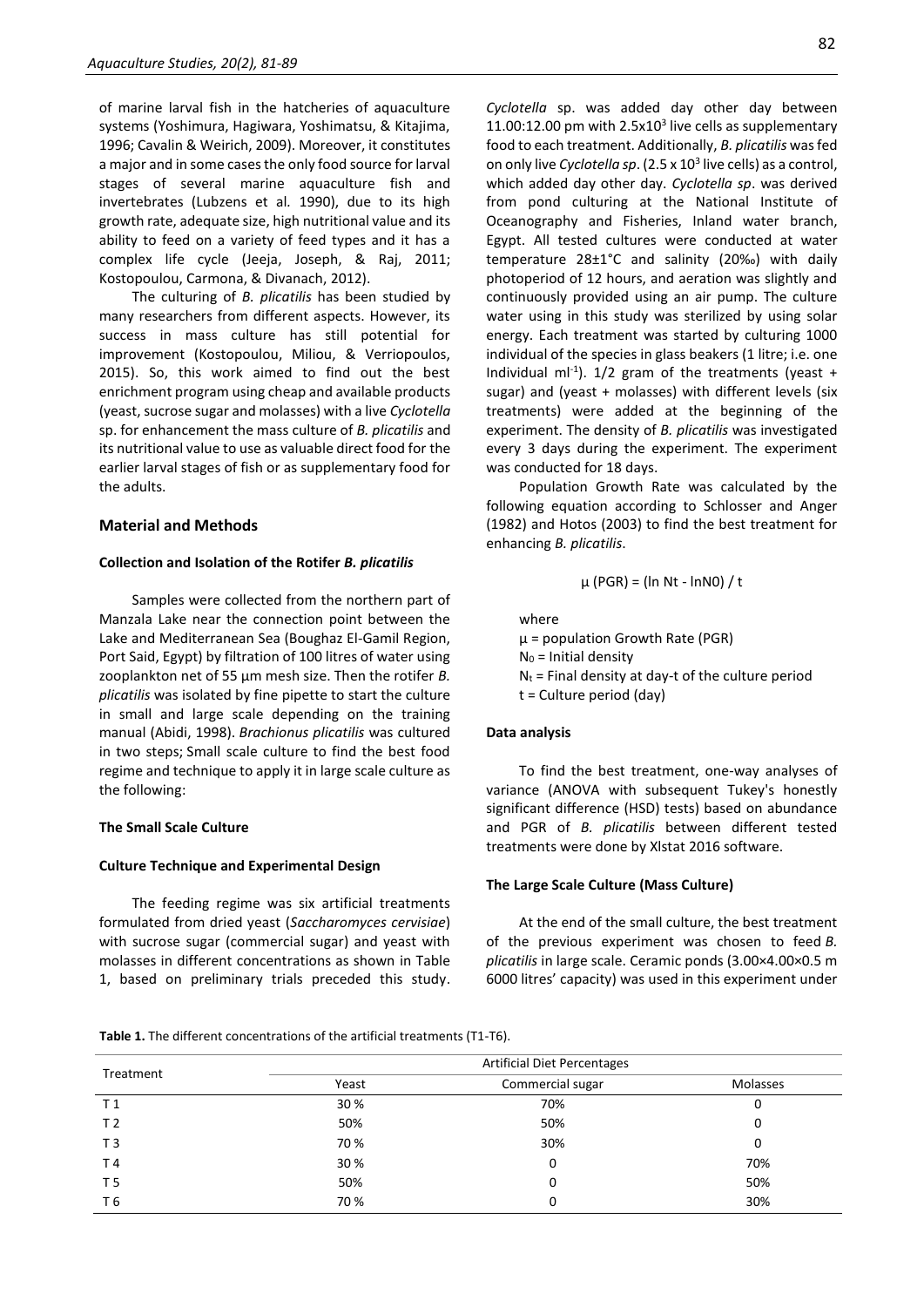of marine larval fish in the hatcheries of aquaculture systems (Yoshimura, Hagiwara, Yoshimatsu, & Kitajima, 1996; Cavalin & Weirich, 2009). Moreover, it constitutes a major and in some cases the only food source for larval stages of several marine aquaculture fish and invertebrates (Lubzens et al. 1990), due to its high growth rate, adequate size, high nutritional value and its ability to feed on a variety of feed types and it has a complex life cycle (Jeeja, Joseph, & Raj, 2011; Kostopoulou, Carmona, & Divanach, 2012).

The culturing of *B. plicatilis* has been studied by many researchers from different aspects. However, its success in mass culture has still potential for improvement (Kostopoulou, Miliou, & Verriopoulos, 2015). So, this work aimed to find out the best enrichment program using cheap and available products (yeast, sucrose sugar and molasses) with a live *Cyclotella* sp. for enhancement the mass culture of *B. plicatilis* and its nutritional value to use as valuable direct food for the earlier larval stages of fish or as supplementary food for the adults.

## Material and Methods

### Collection and Isolation of the Rotifer *B. plicatilis*

Samples were collected from the northern part of Manzala Lake near the connection point between the Lake and Mediterranean Sea (Boughaz El-Gamil Region, Port Said, Egypt) by filtration of 100 litres of water using zooplankton net of 55 µm mesh size. Then the rotifer *B. plicatilis* was isolated by fine pipette to start the culture in small and large scale depending on the training manual (Abidi, 1998). *Brachionus plicatilis* was cultured in two steps; Small scale culture to find the best food regime and technique to apply it in large scale culture as the following:

### The Small Scale Culture

### Culture Technique and Experimental Design

The feeding regime was six artificial treatments formulated from dried yeast (*Saccharomyces cervisiae*) with sucrose sugar (commercial sugar) and yeast with molasses in different concentrations as shown in Table 1, based on preliminary trials preceded this study. *Cyclotella* sp. was added day other day between 11.00:12.00 pm with $2.5x10^3$ live cells as supplementary food to each treatment. Additionally, *B. plicatilis* was fed on only live *Cyclotella sp*. ($2.5 \times 10^3$ live cells) as a control, which added day other day. *Cyclotella sp*. was derived from pond culturing at the National Institute of Oceanography and Fisheries, Inland water branch, Egypt. All tested cultures were conducted at water temperature 28±1°C and salinity (20‰) with daily photoperiod of 12 hours, and aeration was slightly and continuously provided using an air pump. The culture water using in this study was sterilized by using solar energy. Each treatment was started by culturing 1000 individual of the species in glass beakers (1 litre; i.e. one Individual $ml^{-1}$). 1/2 gram of the treatments (yeast + sugar) and (yeast + molasses) with different levels (six treatments) were added at the beginning of the experiment. The density of *B. plicatilis* was investigated every 3 days during the experiment. The experiment was conducted for 18 days.

Population Growth Rate was calculated by the following equation according to Schlosser and Anger (1982) and Hotos (2003) to find the best treatment for enhancing *B. plicatilis*.

$$\mu \text{ (PGR)} = (\ln N_t - \ln N_0) / t$$

where

µ = population Growth Rate (PGR)

$N_0$ = Initial density

$N_t$ = Final density at day-t of the culture period

t = Culture period (day)

### Data analysis

To find the best treatment, one-way analyses of variance (ANOVA with subsequent Tukey's honestly significant difference (HSD) tests) based on abundance and PGR of *B. plicatilis* between different tested treatments were done by Xlstat 2016 software.

### The Large Scale Culture (Mass Culture)

At the end of the small culture, the best treatment of the previous experiment was chosen to feed *B. plicatilis* in large scale. Ceramic ponds (3.00×4.00×0.5 m 6000 litres' capacity) was used in this experiment under

**Table 1.** The different concentrations of the artificial treatments (T1-T6).

| Treatment | Artificial Diet Percentages | | |
|---|---|---|---|
| | Yeast | Commercial sugar | Molasses |
| T 1 | 30 % | 70% | 0 |
| T 2 | 50% | 50% | 0 |
| T 3 | 70 % | 30% | 0 |
| T 4 | 30 % | 0 | 70% |
| T 5 | 50% | 0 | 50% |
| T 6 | 70 % | 0 | 30% |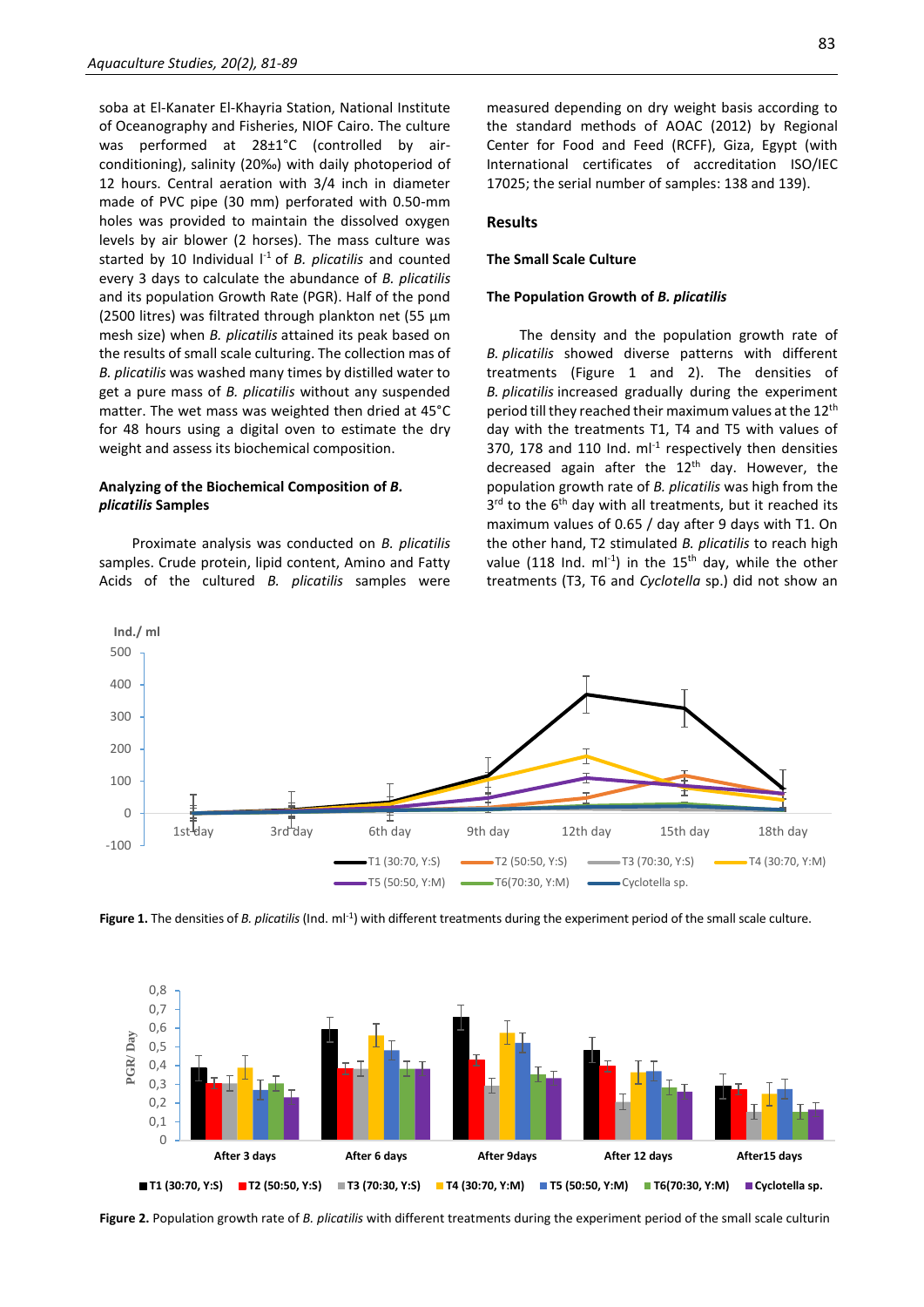soba at El-Kanater El-Khayria Station, National Institute of Oceanography and Fisheries, NIOF Cairo. The culture was performed at 28±1°C (controlled by air-conditioning), salinity (20‰) with daily photoperiod of 12 hours. Central aeration with 3/4 inch in diameter made of PVC pipe (30 mm) perforated with 0.50-mm holes was provided to maintain the dissolved oxygen levels by air blower (2 horses). The mass culture was started by 10 Individual $l^{-1}$ of *B. plicatilis* and counted every 3 days to calculate the abundance of *B. plicatilis* and its population Growth Rate (PGR). Half of the pond (2500 litres) was filtrated through plankton net (55 µm mesh size) when *B. plicatilis* attained its peak based on the results of small scale culturing. The collection mas of *B. plicatilis* was washed many times by distilled water to get a pure mass of *B. plicatilis* without any suspended matter. The wet mass was weighted then dried at 45°C for 48 hours using a digital oven to estimate the dry weight and assess its biochemical composition.

### Analyzing of the Biochemical Composition of *B. plicatilis* Samples

Proximate analysis was conducted on *B. plicatilis* samples. Crude protein, lipid content, Amino and Fatty Acids of the cultured *B. plicatilis* samples were measured depending on dry weight basis according to the standard methods of AOAC (2012) by Regional Center for Food and Feed (RCFF), Giza, Egypt (with International certificates of accreditation ISO/IEC 17025; the serial number of samples: 138 and 139).

## Results

### The Small Scale Culture

### The Population Growth of *B. plicatilis*

The density and the population growth rate of *B. plicatilis* showed diverse patterns with different treatments (Figure 1 and 2). The densities of *B. plicatilis* increased gradually during the experiment period till they reached their maximum values at the 12[th] day with the treatments T1, T4 and T5 with values of 370, 178 and 110 Ind. $ml^{-1}$ respectively then densities decreased again after the 12[th] day. However, the population growth rate of *B. plicatilis* was high from the 3[rd] to the 6[th] day with all treatments, but it reached its maximum values of 0.65 / day after 9 days with T1. On the other hand, T2 stimulated *B. plicatilis* to reach high value (118 Ind. $ml^{-1}$) in the 15[th] day, while the other treatments (T3, T6 and *Cyclotella* sp.) did not show an

**Figure 1.** The densities of *B. plicatilis* (Ind. $ml^{-1}$) with different treatments during the experiment period of the small scale culture.

**Figure 2.** Population growth rate of *B. plicatilis* with different treatments during the experiment period of the small scale culturin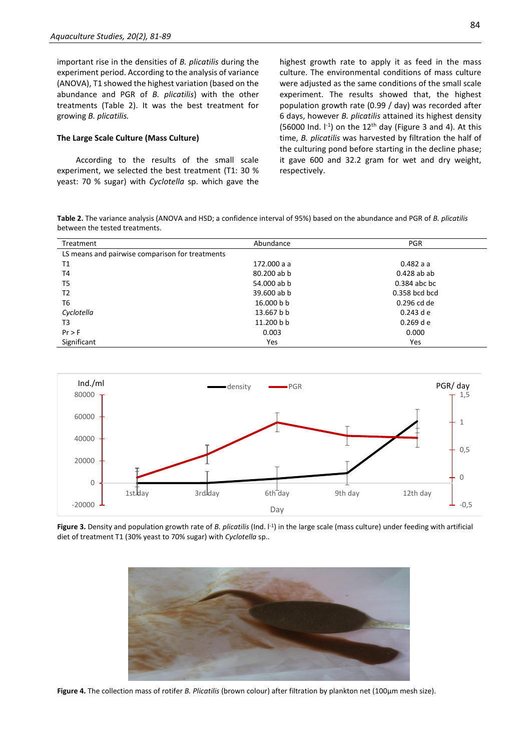important rise in the densities of *B. plicatilis* during the experiment period. According to the analysis of variance (ANOVA), T1 showed the highest variation (based on the abundance and PGR of *B. plicatilis*) with the other treatments (Table 2). It was the best treatment for growing *B. plicatilis.*

### The Large Scale Culture (Mass Culture)

According to the results of the small scale experiment, we selected the best treatment (T1: 30 % yeast: 70 % sugar) with *Cyclotella* sp. which gave the highest growth rate to apply it as feed in the mass culture. The environmental conditions of mass culture were adjusted as the same conditions of the small scale experiment. The results showed that, the highest population growth rate (0.99 / day) was recorded after 6 days, however *B. plicatilis* attained its highest density (56000 Ind. $l^{-1}$) on the 12$^{th}$ day (Figure 3 and 4). At this time, *B. plicatilis* was harvested by filtration the half of the culturing pond before starting in the decline phase; it gave 600 and 32.2 gram for wet and dry weight, respectively.

**Table 2.** The variance analysis (ANOVA and HSD; a confidence interval of 95%) based on the abundance and PGR of *B. plicatilis* between the tested treatments.

| Treatment | Abundance | PGR |
|---|---|---|
| LS means and pairwise comparison for treatments | | |
| T1 | 172.000 a a | 0.482 a a |
| T4 | 80.200 ab b | 0.428 ab ab |
| T5 | 54.000 ab b | 0.384 abc bc |
| T2 | 39.600 ab b | 0.358 bcd bcd |
| T6 | 16.000 b b | 0.296 cd de |
| *Cyclotella* | 13.667 b b | 0.243 d e |
| T3 | 11.200 b b | 0.269 d e |
| Pr > F | 0.003 | 0.000 |
| Significant | Yes | Yes |

**Figure 3.** Density and population growth rate of *B. plicatilis* (Ind. $l^{-1}$) in the large scale (mass culture) under feeding with artificial diet of treatment T1 (30% yeast to 70% sugar) with *Cyclotella* sp..

**Figure 4.** The collection mass of rotifer *B. Plicatilis* (brown colour) after filtration by plankton net (100µm mesh size).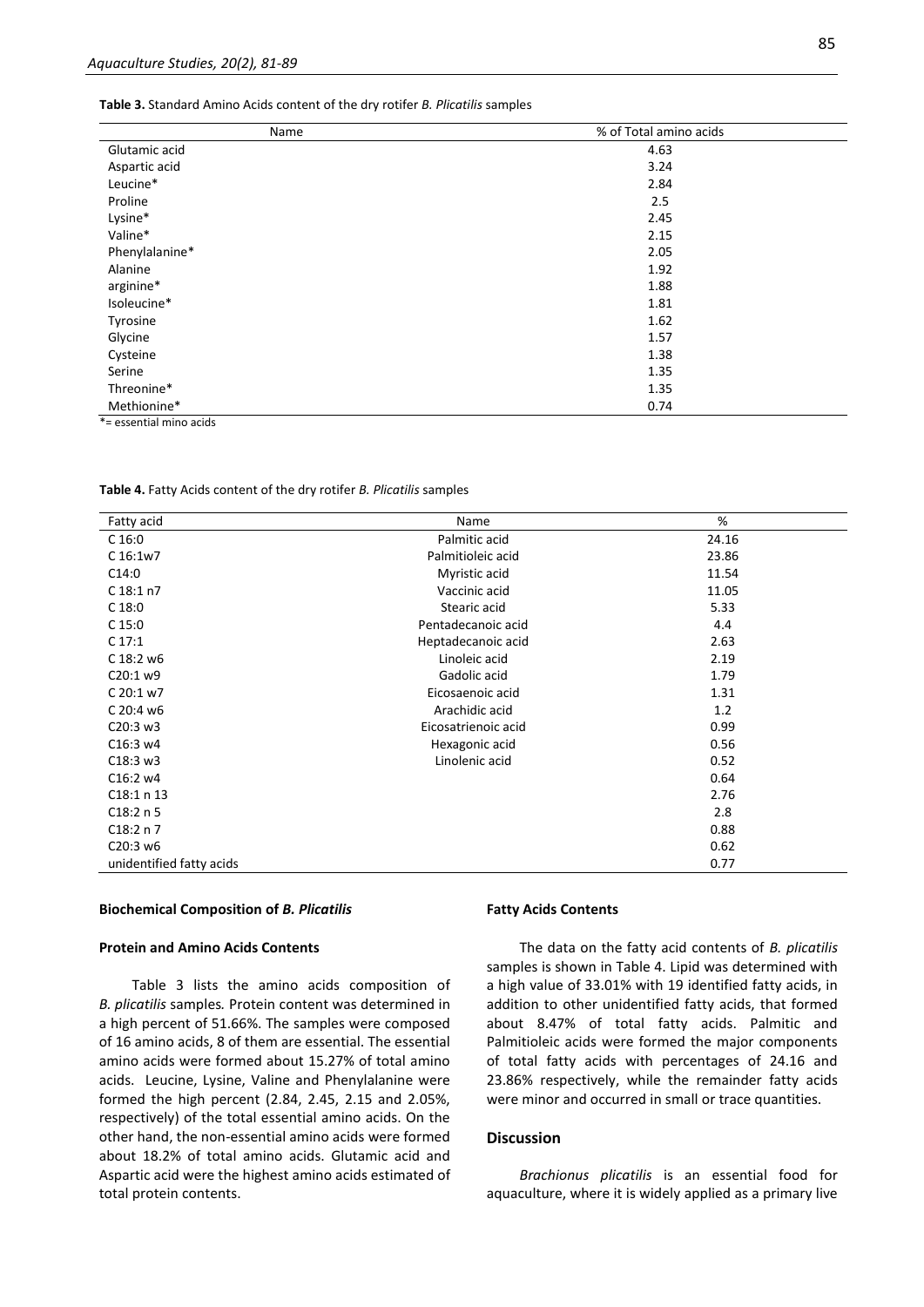**Table 3.** Standard Amino Acids content of the dry rotifer *B. Plicatilis* samples

| Name | % of Total amino acids |
|---|---|
| Glutamic acid | 4.63 |
| Aspartic acid | 3.24 |
| Leucine* | 2.84 |
| Proline | 2.5 |
| Lysine* | 2.45 |
| Valine* | 2.15 |
| Phenylalanine* | 2.05 |
| Alanine | 1.92 |
| arginine* | 1.88 |
| Isoleucine* | 1.81 |
| Tyrosine | 1.62 |
| Glycine | 1.57 |
| Cysteine | 1.38 |
| Serine | 1.35 |
| Threonine* | 1.35 |
| Methionine* | 0.74 |

*= essential mino acids

**Table 4.** Fatty Acids content of the dry rotifer *B. Plicatilis* samples

| Fatty acid | Name | % |
|---|---|---|
| C 16:0 | Palmitic acid | 24.16 |
| C 16:1w7 | Palmitioleic acid | 23.86 |
| C14:0 | Myristic acid | 11.54 |
| C 18:1 n7 | Vaccinic acid | 11.05 |
| C 18:0 | Stearic acid | 5.33 |
| C 15:0 | Pentadecanoic acid | 4.4 |
| C 17:1 | Heptadecanoic acid | 2.63 |
| C 18:2 w6 | Linoleic acid | 2.19 |
| C20:1 w9 | Gadolic acid | 1.79 |
| C 20:1 w7 | Eicosaenoic acid | 1.31 |
| C 20:4 w6 | Arachidic acid | 1.2 |
| C20:3 w3 | Eicosatrienoic acid | 0.99 |
| C16:3 w4 | Hexagonic acid | 0.56 |
| C18:3 w3 | Linolenic acid | 0.52 |
| C16:2 w4 | | 0.64 |
| C18:1 n 13 | | 2.76 |
| C18:2 n 5 | | 2.8 |
| C18:2 n 7 | | 0.88 |
| C20:3 w6 | | 0.62 |
| unidentified fatty acids | | 0.77 |

**Biochemical Composition of *B. Plicatilis***

**Protein and Amino Acids Contents**

Table 3 lists the amino acids composition of *B. plicatilis* samples*.* Protein content was determined in a high percent of 51.66%. The samples were composed of 16 amino acids, 8 of them are essential. The essential amino acids were formed about 15.27% of total amino acids. Leucine, Lysine, Valine and Phenylalanine were formed the high percent (2.84, 2.45, 2.15 and 2.05%, respectively) of the total essential amino acids. On the other hand, the non-essential amino acids were formed about 18.2% of total amino acids. Glutamic acid and Aspartic acid were the highest amino acids estimated of total protein contents.

**Fatty Acids Contents**

The data on the fatty acid contents of *B. plicatilis* samples is shown in Table 4. Lipid was determined with a high value of 33.01% with 19 identified fatty acids, in addition to other unidentified fatty acids, that formed about 8.47% of total fatty acids. Palmitic and Palmitioleic acids were formed the major components of total fatty acids with percentages of 24.16 and 23.86% respectively, while the remainder fatty acids were minor and occurred in small or trace quantities.

## Discussion

*Brachionus plicatilis* is an essential food for aquaculture, where it is widely applied as a primary live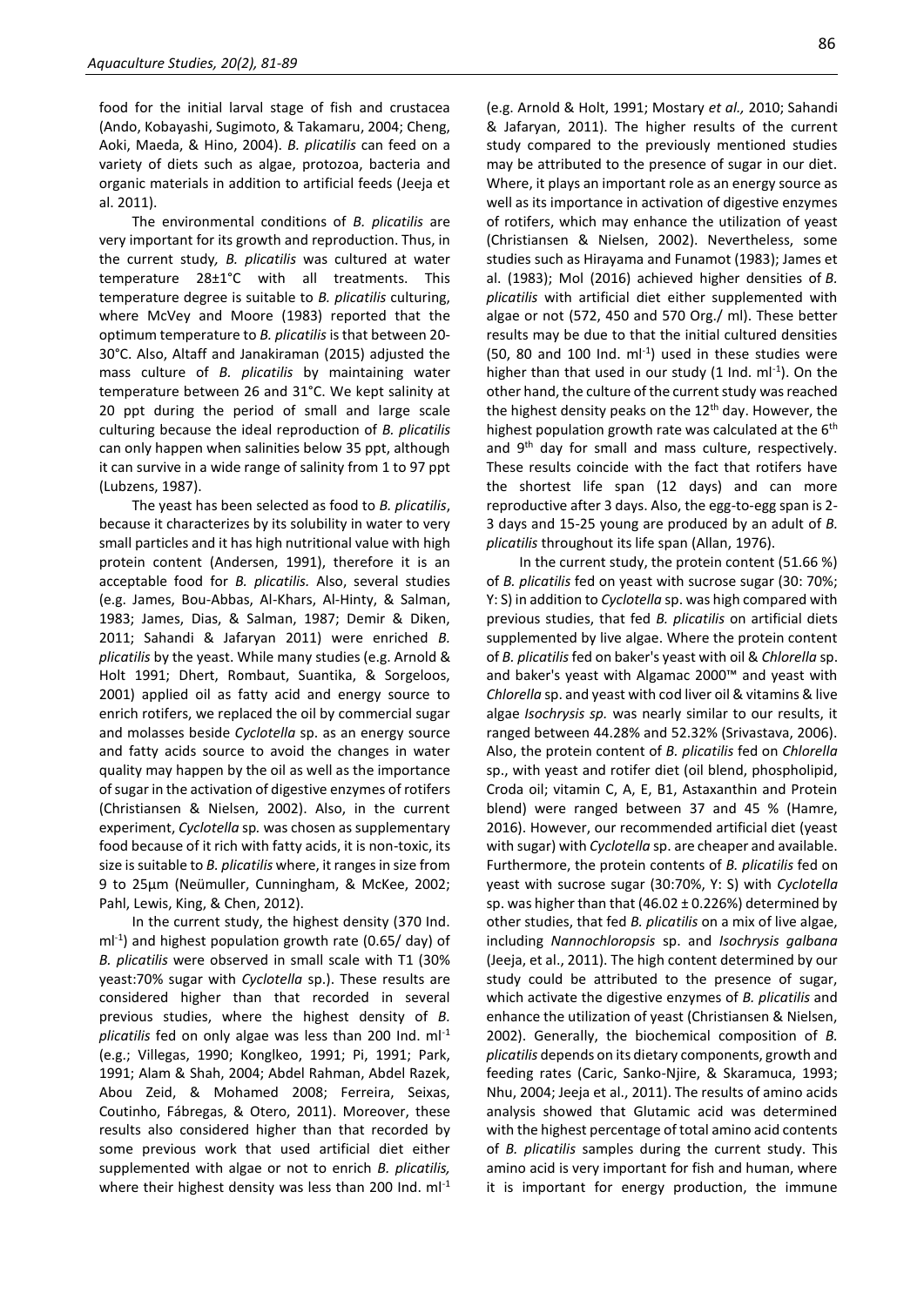food for the initial larval stage of fish and crustacea (Ando, Kobayashi, Sugimoto, & Takamaru, 2004; Cheng, Aoki, Maeda, & Hino, 2004). *B. plicatilis* can feed on a variety of diets such as algae, protozoa, bacteria and organic materials in addition to artificial feeds (Jeeja et al. 2011).

The environmental conditions of *B. plicatilis* are very important for its growth and reproduction. Thus, in the current study, *B. plicatilis* was cultured at water temperature 28±1°C with all treatments. This temperature degree is suitable to *B. plicatilis* culturing, where McVey and Moore (1983) reported that the optimum temperature to *B. plicatilis* is that between 20-30°C. Also, Altaff and Janakiraman (2015) adjusted the mass culture of *B. plicatilis* by maintaining water temperature between 26 and 31°C. We kept salinity at 20 ppt during the period of small and large scale culturing because the ideal reproduction of *B. plicatilis* can only happen when salinities below 35 ppt, although it can survive in a wide range of salinity from 1 to 97 ppt (Lubzens, 1987).

The yeast has been selected as food to *B. plicatilis*, because it characterizes by its solubility in water to very small particles and it has high nutritional value with high protein content (Andersen, 1991), therefore it is an acceptable food for *B. plicatilis.* Also, several studies (e.g. James, Bou-Abbas, Al-Khars, Al-Hinty, & Salman, 1983; James, Dias, & Salman, 1987; Demir & Diken, 2011; Sahandi & Jafaryan 2011) were enriched *B. plicatilis* by the yeast. While many studies (e.g. Arnold & Holt 1991; Dhert, Rombaut, Suantika, & Sorgeloos, 2001) applied oil as fatty acid and energy source to enrich rotifers, we replaced the oil by commercial sugar and molasses beside *Cyclotella* sp. as an energy source and fatty acids source to avoid the changes in water quality may happen by the oil as well as the importance of sugar in the activation of digestive enzymes of rotifers (Christiansen & Nielsen, 2002). Also, in the current experiment, *Cyclotella* sp. was chosen as supplementary food because of it rich with fatty acids, it is non-toxic, its size is suitable to *B. plicatilis* where, it ranges in size from 9 to 25µm (Neümuller, Cunningham, & McKee, 2002; Pahl, Lewis, King, & Chen, 2012).

In the current study, the highest density (370 Ind. $ml^{-1}$) and highest population growth rate (0.65/ day) of *B. plicatilis* were observed in small scale with T1 (30% yeast:70% sugar with *Cyclotella* sp.). These results are considered higher than that recorded in several previous studies, where the highest density of *B. plicatilis* fed on only algae was less than 200 Ind. $ml^{-1}$ (e.g.; Villegas, 1990; Konglkeo, 1991; Pi, 1991; Park, 1991; Alam & Shah, 2004; Abdel Rahman, Abdel Razek, Abou Zeid, & Mohamed 2008; Ferreira, Seixas, Coutinho, Fábregas, & Otero, 2011). Moreover, these results also considered higher than that recorded by some previous work that used artificial diet either supplemented with algae or not to enrich *B. plicatilis,* where their highest density was less than 200 Ind. $ml^{-1}$ (e.g. Arnold & Holt, 1991; Mostary *et al.,* 2010; Sahandi & Jafaryan, 2011). The higher results of the current study compared to the previously mentioned studies may be attributed to the presence of sugar in our diet. Where, it plays an important role as an energy source as well as its importance in activation of digestive enzymes of rotifers, which may enhance the utilization of yeast (Christiansen & Nielsen, 2002). Nevertheless, some studies such as Hirayama and Funamot (1983); James et al. (1983); Mol (2016) achieved higher densities of *B. plicatilis* with artificial diet either supplemented with algae or not (572, 450 and 570 Org./ ml). These better results may be due to that the initial cultured densities (50, 80 and 100 Ind. $ml^{-1}$) used in these studies were higher than that used in our study (1 Ind. $ml^{-1}$). On the other hand, the culture of the current study was reached the highest density peaks on the 12th day. However, the highest population growth rate was calculated at the 6th and 9th day for small and mass culture, respectively. These results coincide with the fact that rotifers have the shortest life span (12 days) and can more reproductive after 3 days. Also, the egg-to-egg span is 2-3 days and 15-25 young are produced by an adult of *B. plicatilis* throughout its life span (Allan, 1976).

In the current study, the protein content (51.66 %) of *B. plicatilis* fed on yeast with sucrose sugar (30: 70%; Y: S) in addition to *Cyclotella* sp. was high compared with previous studies, that fed *B. plicatilis* on artificial diets supplemented by live algae. Where the protein content of *B. plicatilis* fed on baker's yeast with oil & *Chlorella* sp. and baker's yeast with Algamac 2000™ and yeast with *Chlorella* sp. and yeast with cod liver oil & vitamins & live algae *Isochrysis sp.* was nearly similar to our results, it ranged between 44.28% and 52.32% (Srivastava, 2006). Also, the protein content of *B. plicatilis* fed on *Chlorella* sp., with yeast and rotifer diet (oil blend, phospholipid, Croda oil; vitamin C, A, E, B1, Astaxanthin and Protein blend) were ranged between 37 and 45 % (Hamre, 2016). However, our recommended artificial diet (yeast with sugar) with *Cyclotella* sp. are cheaper and available. Furthermore, the protein contents of *B. plicatilis* fed on yeast with sucrose sugar (30:70%, Y: S) with *Cyclotella* sp. was higher than that (46.02 ± 0.226%) determined by other studies, that fed *B. plicatilis* on a mix of live algae, including *Nannochloropsis* sp. and *Isochrysis galbana* (Jeeja, et al., 2011). The high content determined by our study could be attributed to the presence of sugar, which activate the digestive enzymes of *B. plicatilis* and enhance the utilization of yeast (Christiansen & Nielsen, 2002). Generally, the biochemical composition of *B. plicatilis* depends on its dietary components, growth and feeding rates (Caric, Sanko-Njire, & Skaramuca, 1993; Nhu, 2004; Jeeja et al., 2011). The results of amino acids analysis showed that Glutamic acid was determined with the highest percentage of total amino acid contents of *B. plicatilis* samples during the current study. This amino acid is very important for fish and human, where it is important for energy production, the immune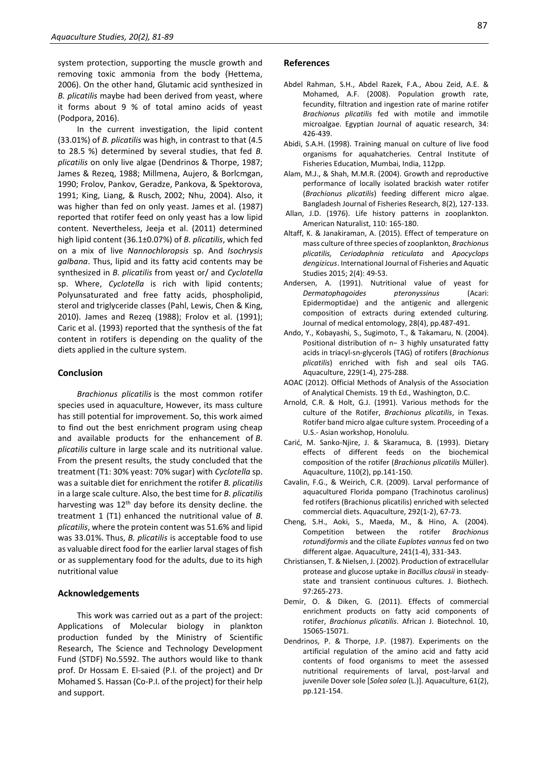system protection, supporting the muscle growth and removing toxic ammonia from the body (Hettema, 2006). On the other hand, Glutamic acid synthesized in *B. plicatilis* maybe had been derived from yeast, where it forms about 9 % of total amino acids of yeast (Podpora, 2016).

In the current investigation, the lipid content (33.01%) of *B. plicatilis* was high, in contrast to that (4.5 to 28.5 %) determined by several studies, that fed *B. plicatilis* on only live algae (Dendrinos & Thorpe, 1987; James & Rezeq, 1988; Millmena, Aujero, & Borlcmgan, 1990; Frolov, Pankov, Geradze, Pankova, & Spektorova, 1991; King, Liang, & Rusch, 2002; Nhu, 2004). Also, it was higher than fed on only yeast. James et al. (1987) reported that rotifer feed on only yeast has a low lipid content. Nevertheless, Jeeja et al. (2011) determined high lipid content (36.1±0.07%) of *B. plicatilis*, which fed on a mix of live *Nannochloropsis* sp. And *Isochrysis galbana*. Thus, lipid and its fatty acid contents may be synthesized in *B. plicatilis* from yeast or/ and *Cyclotella* sp. Where, *Cyclotella* is rich with lipid contents; Polyunsaturated and free fatty acids, phospholipid, sterol and triglyceride classes (Pahl, Lewis, Chen & King, 2010). James and Rezeq (1988); Frolov et al. (1991); Caric et al. (1993) reported that the synthesis of the fat content in rotifers is depending on the quality of the diets applied in the culture system.

## Conclusion

*Brachionus plicatilis* is the most common rotifer species used in aquaculture, However, its mass culture has still potential for improvement. So, this work aimed to find out the best enrichment program using cheap and available products for the enhancement of *B. plicatilis* culture in large scale and its nutritional value. From the present results, the study concluded that the treatment (T1: 30% yeast: 70% sugar) with *Cyclotella* sp. was a suitable diet for enrichment the rotifer *B. plicatilis* in a large scale culture. Also, the best time for *B. plicatilis* harvesting was 12th day before its density decline. the treatment 1 (T1) enhanced the nutritional value of *B. plicatilis*, where the protein content was 51.6% and lipid was 33.01%. Thus, *B. plicatilis* is acceptable food to use as valuable direct food for the earlier larval stages of fish or as supplementary food for the adults, due to its high nutritional value

## Acknowledgements

This work was carried out as a part of the project: Applications of Molecular biology in plankton production funded by the Ministry of Scientific Research, The Science and Technology Development Fund (STDF) No.5592. The authors would like to thank prof. Dr Hossam E. El-saied (P.I. of the project) and Dr Mohamed S. Hassan (Co-P.I. of the project) for their help and support.

## References

Abdel Rahman, S.H., Abdel Razek, F.A., Abou Zeid, A.E. & Mohamed, A.F. (2008). Population growth rate, fecundity, filtration and ingestion rate of marine rotifer *Brachionus plicatilis* fed with motile and immotile microalgae. Egyptian Journal of aquatic research, 34: 426-439.

Abidi, S.A.H. (1998). Training manual on culture of live food organisms for aquahatcheries. Central Institute of Fisheries Education, Mumbai, India, 112pp.

Alam, M.J., & Shah, M.M.R. (2004). Growth and reproductive performance of locally isolated brackish water rotifer (*Brachionus plicatilis*) feeding different micro algae. Bangladesh Journal of Fisheries Research, 8(2), 127-133.

Allan, J.D. (1976). Life history patterns in zooplankton. American Naturalist, 110: 165-180.

Altaff, K. & Janakiraman, A. (2015). Effect of temperature on mass culture of three species of zooplankton, *Brachionus plicatilis, Ceriodaphnia reticulata* and *Apocyclops dengizicus*. International Journal of Fisheries and Aquatic Studies 2015; 2(4): 49-53.

Andersen, A. (1991). Nutritional value of yeast for *Dermatophagoides pteronyssinus* (Acari: Epidermoptidae) and the antigenic and allergenic composition of extracts during extended culturing. Journal of medical entomology, 28(4), pp.487-491.

Ando, Y., Kobayashi, S., Sugimoto, T., & Takamaru, N. (2004). Positional distribution of n− 3 highly unsaturated fatty acids in triacyl-sn-glycerols (TAG) of rotifers (*Brachionus plicatilis*) enriched with fish and seal oils TAG. Aquaculture, 229(1-4), 275-288.

AOAC (2012). Official Methods of Analysis of the Association of Analytical Chemists. 19 th Ed., Washington, D.C.

Arnold, C.R. & Holt, G.J. (1991). Various methods for the culture of the Rotifer, *Brachionus plicatilis*, in Texas. Rotifer band micro algae culture system. Proceeding of a U.S.- Asian workshop, Honolulu.

Carić, M. Sanko-Njire, J. & Skaramuca, B. (1993). Dietary effects of different feeds on the biochemical composition of the rotifer (*Brachionus plicatilis* Müller). Aquaculture, 110(2), pp.141-150.

Cavalin, F.G., & Weirich, C.R. (2009). Larval performance of aquacultured Florida pompano (Trachinotus carolinus) fed rotifers (Brachionus plicatilis) enriched with selected commercial diets. Aquaculture, 292(1-2), 67-73.

Cheng, S.H., Aoki, S., Maeda, M., & Hino, A. (2004). Competition between the rotifer *Brachionus rotundiformis* and the ciliate *Euplotes vannus* fed on two different algae. Aquaculture, 241(1-4), 331-343.

Christiansen, T. & Nielsen, J. (2002). Production of extracellular protease and glucose uptake in *Bacillus clausii* in steady-state and transient continuous cultures. J. Biothech. 97:265-273.

Demir, O. & Diken, G. (2011). Effects of commercial enrichment products on fatty acid components of rotifer, *Brachionus plicatilis*. African J. Biotechnol. 10, 15065-15071.

Dendrinos, P. & Thorpe, J.P. (1987). Experiments on the artificial regulation of the amino acid and fatty acid contents of food organisms to meet the assessed nutritional requirements of larval, post-larval and juvenile Dover sole [*Solea solea* (L.)]. Aquaculture, 61(2), pp.121-154.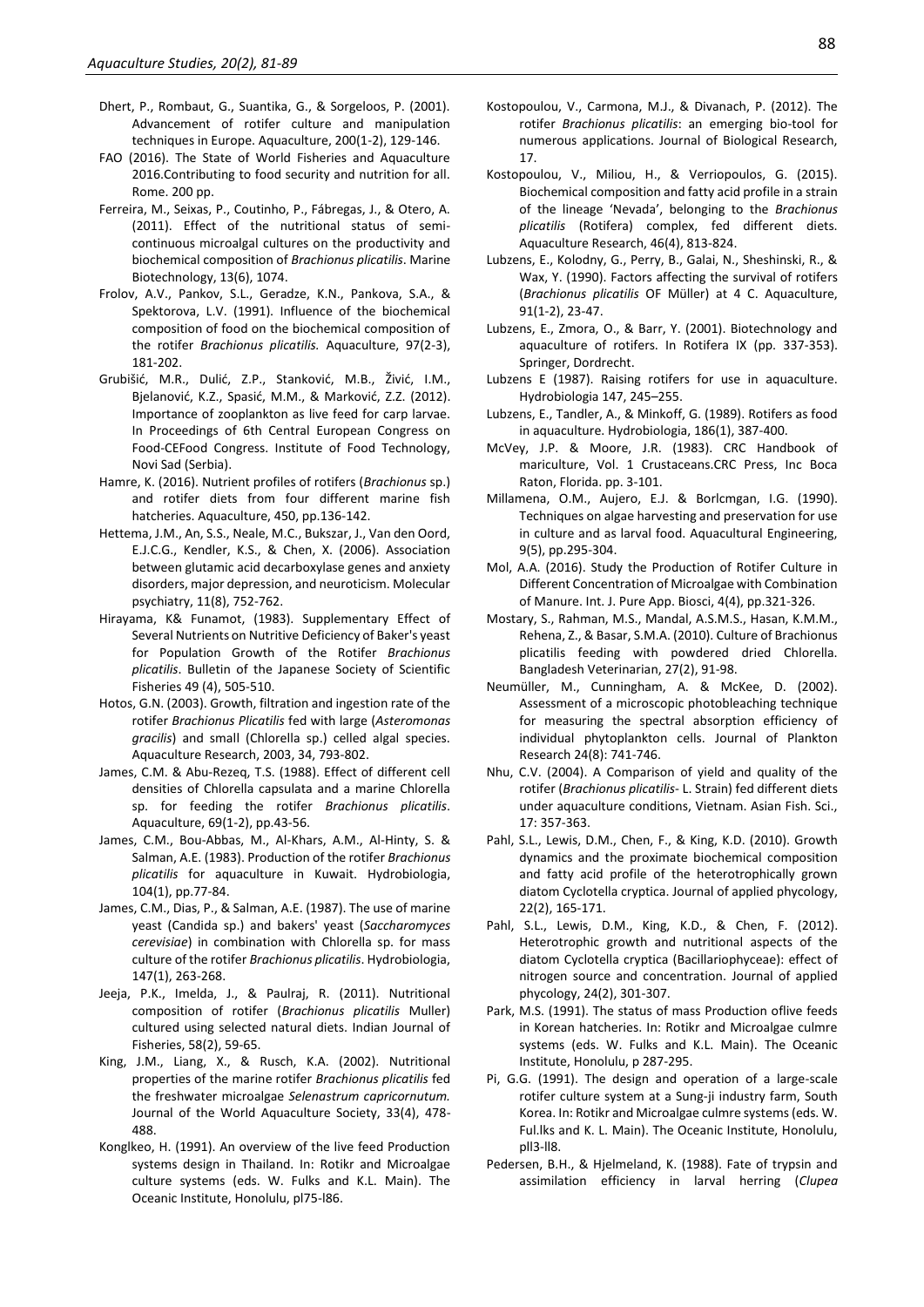Dhert, P., Rombaut, G., Suantika, G., & Sorgeloos, P. (2001). Advancement of rotifer culture and manipulation techniques in Europe. Aquaculture, 200(1-2), 129-146.

FAO (2016). The State of World Fisheries and Aquaculture 2016.Contributing to food security and nutrition for all. Rome. 200 pp.

Ferreira, M., Seixas, P., Coutinho, P., Fábregas, J., & Otero, A. (2011). Effect of the nutritional status of semi-continuous microalgal cultures on the productivity and biochemical composition of *Brachionus plicatilis*. Marine Biotechnology, 13(6), 1074.

Frolov, A.V., Pankov, S.L., Geradze, K.N., Pankova, S.A., & Spektorova, L.V. (1991). Influence of the biochemical composition of food on the biochemical composition of the rotifer *Brachionus plicatilis.* Aquaculture, 97(2-3), 181-202.

Grubišić, M.R., Dulić, Z.P., Stanković, M.B., Živić, I.M., Bjelanović, K.Z., Spasić, M.M., & Marković, Z.Z. (2012). Importance of zooplankton as live feed for carp larvae. In Proceedings of 6th Central European Congress on Food-CEFood Congress. Institute of Food Technology, Novi Sad (Serbia).

Hamre, K. (2016). Nutrient profiles of rotifers (*Brachionus* sp.) and rotifer diets from four different marine fish hatcheries. Aquaculture, 450, pp.136-142.

Hettema, J.M., An, S.S., Neale, M.C., Bukszar, J., Van den Oord, E.J.C.G., Kendler, K.S., & Chen, X. (2006). Association between glutamic acid decarboxylase genes and anxiety disorders, major depression, and neuroticism. Molecular psychiatry, 11(8), 752-762.

Hirayama, K& Funamot, (1983). Supplementary Effect of Several Nutrients on Nutritive Deficiency of Baker's yeast for Population Growth of the Rotifer *Brachionus plicatilis*. Bulletin of the Japanese Society of Scientific Fisheries 49 (4), 505-510.

Hotos, G.N. (2003). Growth, filtration and ingestion rate of the rotifer *Brachionus Plicatilis* fed with large (*Asteromonas gracilis*) and small (Chlorella sp.) celled algal species. Aquaculture Research, 2003, 34, 793-802.

James, C.M. & Abu-Rezeq, T.S. (1988). Effect of different cell densities of Chlorella capsulata and a marine Chlorella sp. for feeding the rotifer *Brachionus plicatilis*. Aquaculture, 69(1-2), pp.43-56.

James, C.M., Bou-Abbas, M., Al-Khars, A.M., Al-Hinty, S. & Salman, A.E. (1983). Production of the rotifer *Brachionus plicatilis* for aquaculture in Kuwait. Hydrobiologia, 104(1), pp.77-84.

James, C.M., Dias, P., & Salman, A.E. (1987). The use of marine yeast (Candida sp.) and bakers' yeast (*Saccharomyces cerevisiae*) in combination with Chlorella sp. for mass culture of the rotifer *Brachionus plicatilis*. Hydrobiologia, 147(1), 263-268.

Jeeja, P.K., Imelda, J., & Paulraj, R. (2011). Nutritional composition of rotifer (*Brachionus plicatilis* Muller) cultured using selected natural diets. Indian Journal of Fisheries, 58(2), 59-65.

King, J.M., Liang, X., & Rusch, K.A. (2002). Nutritional properties of the marine rotifer *Brachionus plicatilis* fed the freshwater microalgae *Selenastrum capricornutum.* Journal of the World Aquaculture Society, 33(4), 478-488.

Konglkeo, H. (1991). An overview of the live feed Production systems design in Thailand. In: Rotikr and Microalgae culture systems (eds. W. Fulks and K.L. Main). The Oceanic Institute, Honolulu, pl75-l86.

Kostopoulou, V., Carmona, M.J., & Divanach, P. (2012). The rotifer *Brachionus plicatilis*: an emerging bio-tool for numerous applications. Journal of Biological Research, 17.

Kostopoulou, V., Miliou, H., & Verriopoulos, G. (2015). Biochemical composition and fatty acid profile in a strain of the lineage 'Nevada', belonging to the *Brachionus plicatilis* (Rotifera) complex, fed different diets. Aquaculture Research, 46(4), 813-824.

Lubzens, E., Kolodny, G., Perry, B., Galai, N., Sheshinski, R., & Wax, Y. (1990). Factors affecting the survival of rotifers (*Brachionus plicatilis* OF Müller) at 4 C. Aquaculture, 91(1-2), 23-47.

Lubzens, E., Zmora, O., & Barr, Y. (2001). Biotechnology and aquaculture of rotifers. In Rotifera IX (pp. 337-353). Springer, Dordrecht.

Lubzens E (1987). Raising rotifers for use in aquaculture. Hydrobiologia 147, 245–255.

Lubzens, E., Tandler, A., & Minkoff, G. (1989). Rotifers as food in aquaculture. Hydrobiologia, 186(1), 387-400.

McVey, J.P. & Moore, J.R. (1983). CRC Handbook of mariculture, Vol. 1 Crustaceans.CRC Press, Inc Boca Raton, Florida. pp. 3-101.

Millamena, O.M., Aujero, E.J. & Borlcmgan, I.G. (1990). Techniques on algae harvesting and preservation for use in culture and as larval food. Aquacultural Engineering, 9(5), pp.295-304.

Mol, A.A. (2016). Study the Production of Rotifer Culture in Different Concentration of Microalgae with Combination of Manure. Int. J. Pure App. Biosci, 4(4), pp.321-326.

Mostary, S., Rahman, M.S., Mandal, A.S.M.S., Hasan, K.M.M., Rehena, Z., & Basar, S.M.A. (2010). Culture of Brachionus plicatilis feeding with powdered dried Chlorella. Bangladesh Veterinarian, 27(2), 91-98.

Neumüller, M., Cunningham, A. & McKee, D. (2002). Assessment of a microscopic photobleaching technique for measuring the spectral absorption efficiency of individual phytoplankton cells. Journal of Plankton Research 24(8): 741-746.

Nhu, C.V. (2004). A Comparison of yield and quality of the rotifer (*Brachionus plicatilis*- L. Strain) fed different diets under aquaculture conditions, Vietnam. Asian Fish. Sci., 17: 357-363.

Pahl, S.L., Lewis, D.M., Chen, F., & King, K.D. (2010). Growth dynamics and the proximate biochemical composition and fatty acid profile of the heterotrophically grown diatom Cyclotella cryptica. Journal of applied phycology, 22(2), 165-171.

Pahl, S.L., Lewis, D.M., King, K.D., & Chen, F. (2012). Heterotrophic growth and nutritional aspects of the diatom Cyclotella cryptica (Bacillariophyceae): effect of nitrogen source and concentration. Journal of applied phycology, 24(2), 301-307.

Park, M.S. (1991). The status of mass Production oflive feeds in Korean hatcheries. In: Rotikr and Microalgae culmre systems (eds. W. Fulks and K.L. Main). The Oceanic Institute, Honolulu, p 287-295.

Pi, G.G. (1991). The design and operation of a large-scale rotifer culture system at a Sung-ji industry farm, South Korea. In: Rotikr and Microalgae culmre systems (eds. W. Ful.lks and K. L. Main). The Oceanic Institute, Honolulu, pll3-ll8.

Pedersen, B.H., & Hjelmeland, K. (1988). Fate of trypsin and assimilation efficiency in larval herring (*Clupea*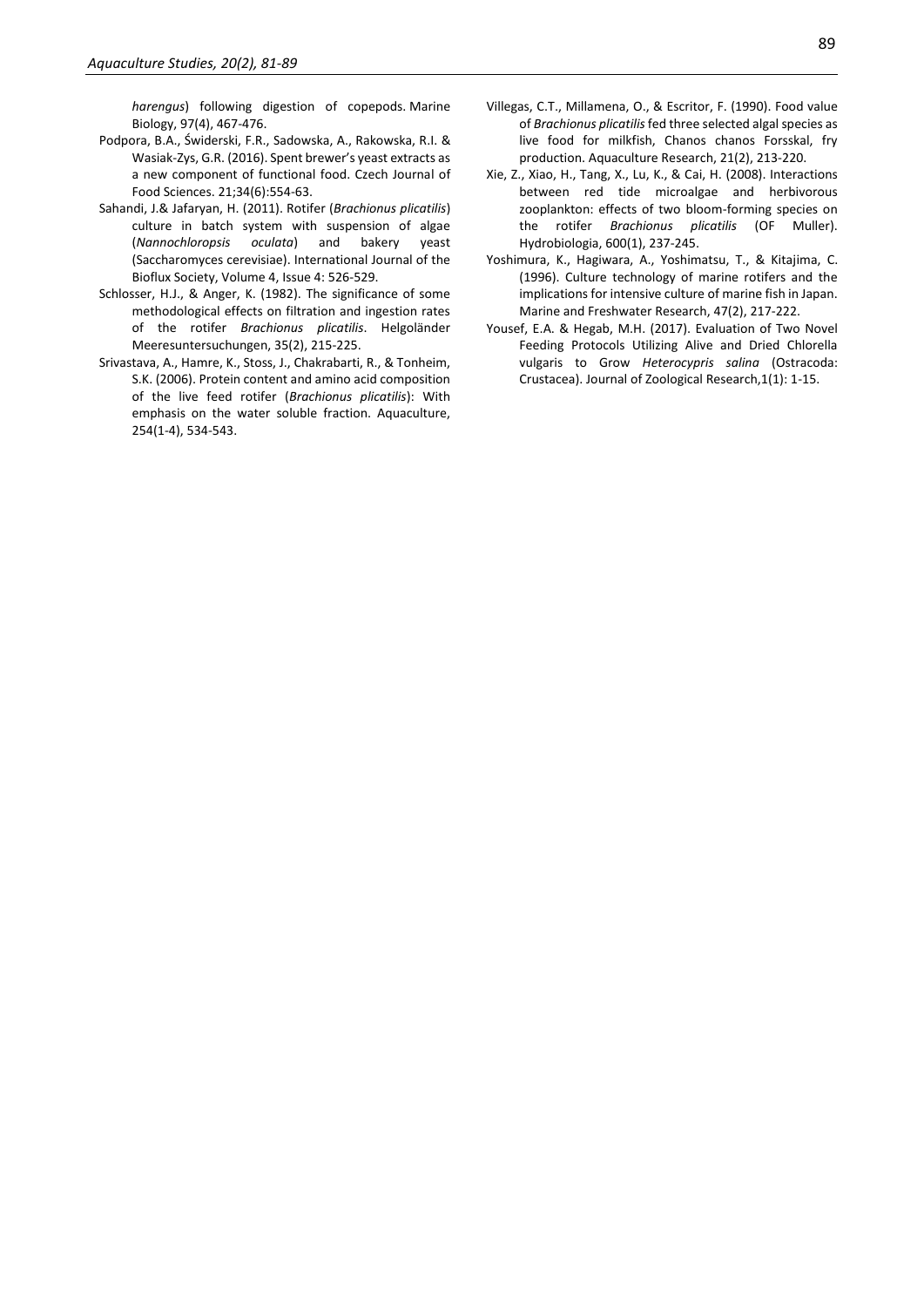*harengus*) following digestion of copepods. Marine Biology, 97(4), 467-476.

Podpora, B.A., Świderski, F.R., Sadowska, A., Rakowska, R.I. & Wasiak-Zys, G.R. (2016). Spent brewer's yeast extracts as a new component of functional food. Czech Journal of Food Sciences. 21;34(6):554-63.

Sahandi, J.& Jafaryan, H. (2011). Rotifer (*Brachionus plicatilis*) culture in batch system with suspension of algae (*Nannochloropsis oculata*) and bakery yeast (Saccharomyces cerevisiae). International Journal of the Bioflux Society, Volume 4, Issue 4: 526-529.

Schlosser, H.J., & Anger, K. (1982). The significance of some methodological effects on filtration and ingestion rates of the rotifer *Brachionus plicatilis*. Helgoländer Meeresuntersuchungen, 35(2), 215-225.

Srivastava, A., Hamre, K., Stoss, J., Chakrabarti, R., & Tonheim, S.K. (2006). Protein content and amino acid composition of the live feed rotifer (*Brachionus plicatilis*): With emphasis on the water soluble fraction. Aquaculture, 254(1-4), 534-543.

Villegas, C.T., Millamena, O., & Escritor, F. (1990). Food value of *Brachionus plicatilis* fed three selected algal species as live food for milkfish, Chanos chanos Forsskal, fry production. Aquaculture Research, 21(2), 213-220.

Xie, Z., Xiao, H., Tang, X., Lu, K., & Cai, H. (2008). Interactions between red tide microalgae and herbivorous zooplankton: effects of two bloom-forming species on the rotifer *Brachionus plicatilis* (OF Muller). Hydrobiologia, 600(1), 237-245.

Yoshimura, K., Hagiwara, A., Yoshimatsu, T., & Kitajima, C. (1996). Culture technology of marine rotifers and the implications for intensive culture of marine fish in Japan. Marine and Freshwater Research, 47(2), 217-222.

Yousef, E.A. & Hegab, M.H. (2017). Evaluation of Two Novel Feeding Protocols Utilizing Alive and Dried Chlorella vulgaris to Grow *Heterocypris salina* (Ostracoda: Crustacea). Journal of Zoological Research,1(1): 1-15.